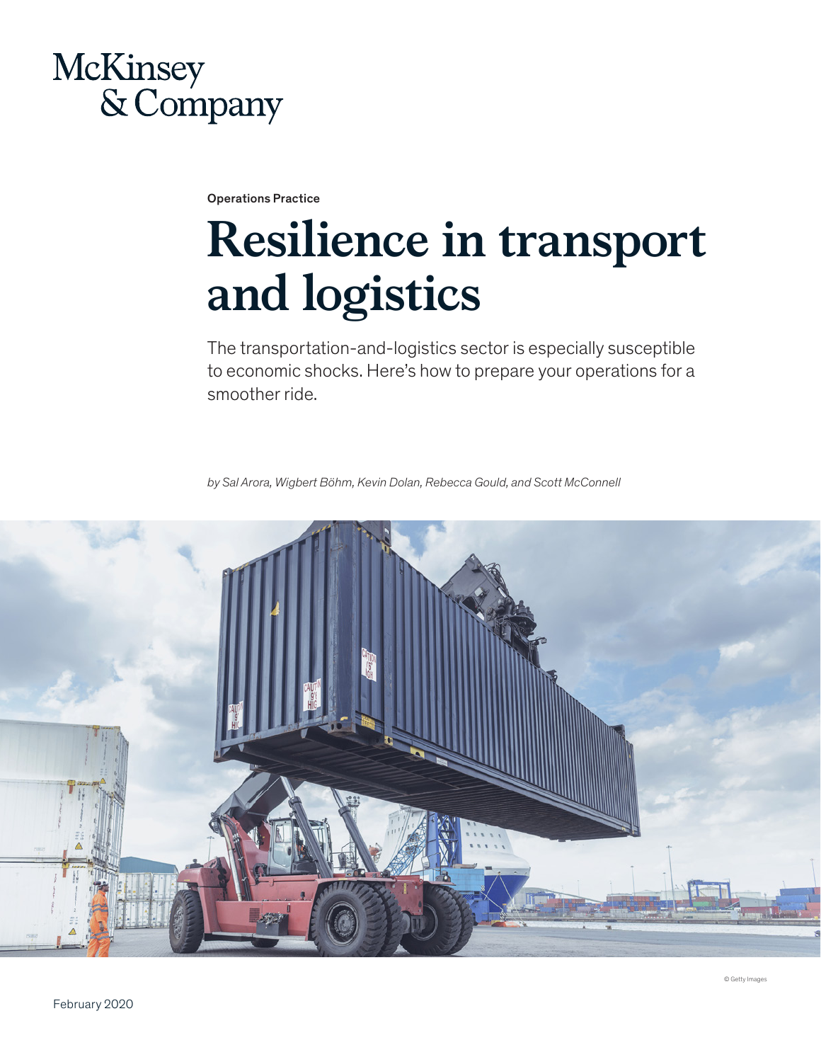McKinsey & Company

Operations Practice

# Resilience in transport and logistics

The transportation-and-logistics sector is especially susceptible to economic shocks. Here's how to prepare your operations for a smoother ride.

*by Sal Arora, Wigbert Böhm, Kevin Dolan, Rebecca Gould, and Scott McConnell*

© Getty Images

February 2020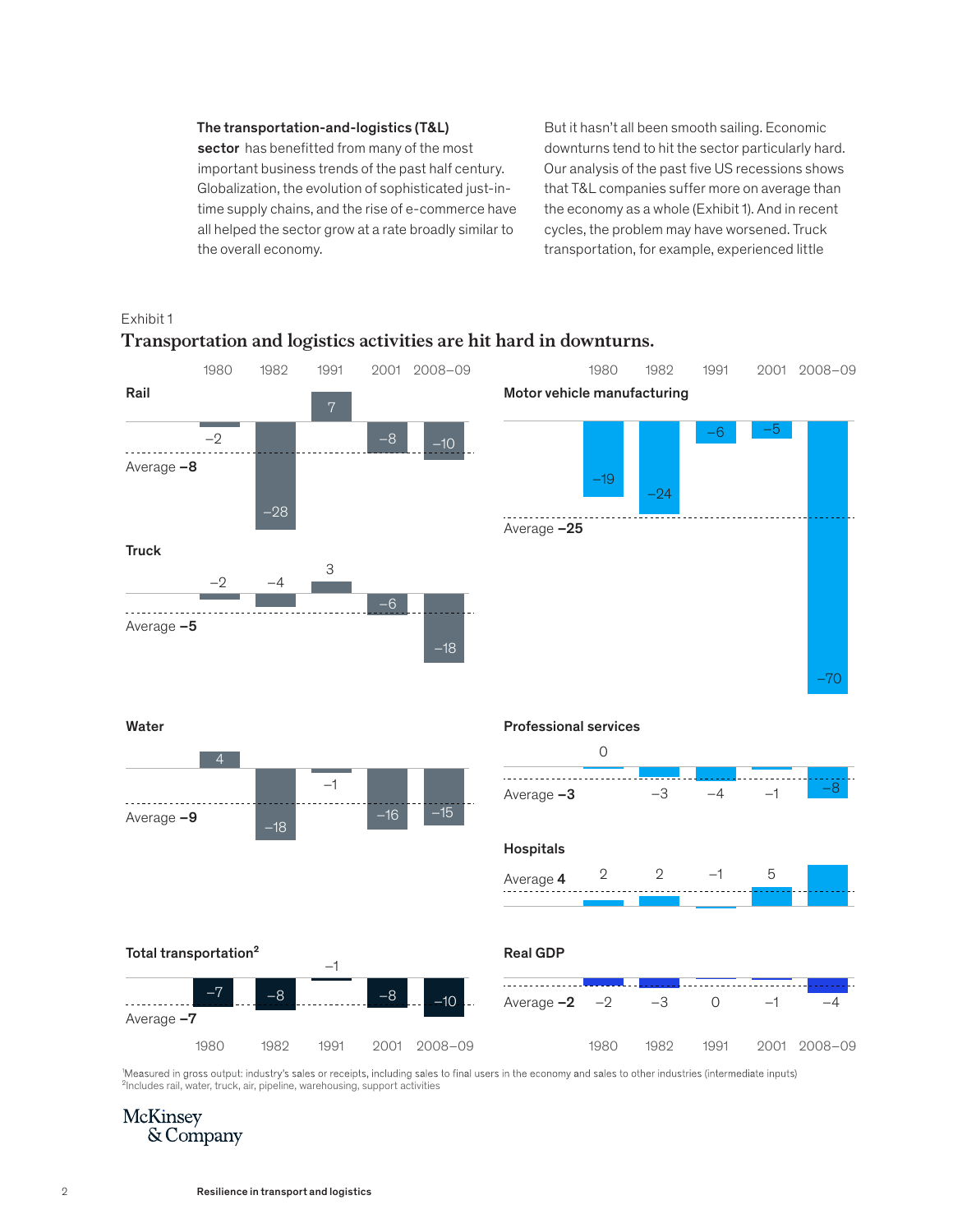**The transportation-and-logistics (T&L) sector** has benefitted from many of the most important business trends of the past half century. Globalization, the evolution of sophisticated just-in-time supply chains, and the rise of e-commerce have all helped the sector grow at a rate broadly similar to the overall economy.

But it hasn't all been smooth sailing. Economic downturns tend to hit the sector particularly hard. Our analysis of the past five US recessions shows that T&L companies suffer more on average than the economy as a whole (Exhibit 1). And in recent cycles, the problem may have worsened. Truck transportation, for example, experienced little

Exhibit 1

## Transportation and logistics activities are hit hard in downturns.

| | 1980 | 1982 | 1991 | 2001 | 2008–09 | Average |
|---|---|---|---|---|---|---|
| Rail | –2 | –28 | 7 | –8 | –10 | –8 |
| Truck | –2 | –4 | 3 | –6 | –18 | –5 |
| Water | 4 | –18 | –1 | –16 | –15 | –9 |
| Total transportation[2] | –7 | –8 | –1 | –8 | –10 | –7 |
| Motor vehicle manufacturing | –19 | –24 | –6 | –5 | –70 | –25 |
| Professional services | 0 | –3 | –4 | –1 | –8 | –3 |
| Hospitals | 2 | 2 | –1 | 5 | | 4 |
| Real GDP | –2 | –3 | 0 | –1 | –4 | –2 |

[1]Measured in gross output: industry's sales or receipts, including sales to final users in the economy and sales to other industries (intermediate inputs)
[2]Includes rail, water, truck, air, pipeline, warehousing, support activities

McKinsey & Company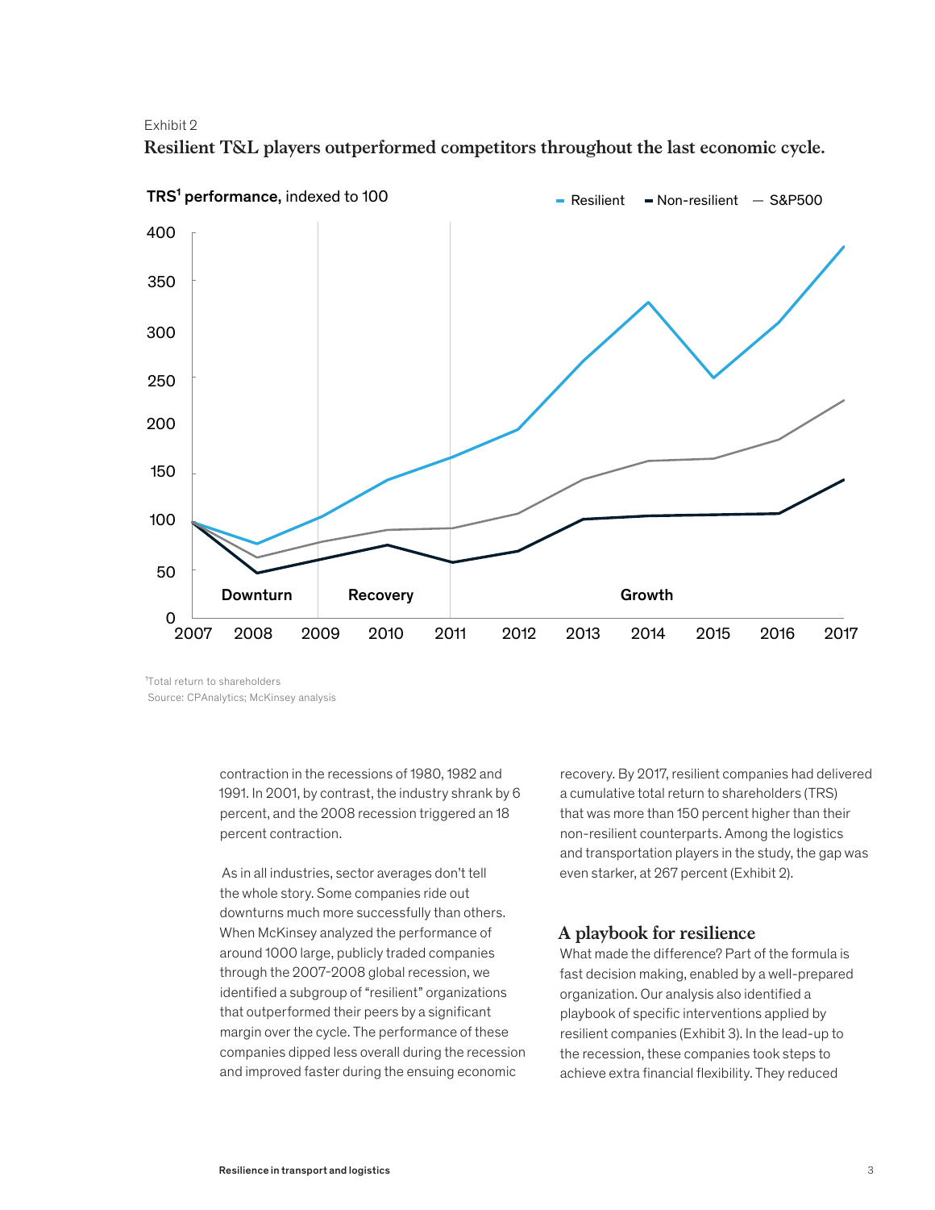Exhibit 2

**Resilient T&L players outperformed competitors throughout the last economic cycle.**

**TRS[1] performance,** indexed to 100

Resilient | Non-resilient | S&P500

400
350
300
250
200
150
100
50
0

Downturn | Recovery | Growth

2007 2008 2009 2010 2011 2012 2013 2014 2015 2016 2017

[1]Total return to shareholders
Source: CPAnalytics; McKinsey analysis

contraction in the recessions of 1980, 1982 and 1991. In 2001, by contrast, the industry shrank by 6 percent, and the 2008 recession triggered an 18 percent contraction.

As in all industries, sector averages don't tell the whole story. Some companies ride out downturns much more successfully than others. When McKinsey analyzed the performance of around 1000 large, publicly traded companies through the 2007-2008 global recession, we identified a subgroup of "resilient" organizations that outperformed their peers by a significant margin over the cycle. The performance of these companies dipped less overall during the recession and improved faster during the ensuing economic recovery. By 2017, resilient companies had delivered a cumulative total return to shareholders (TRS) that was more than 150 percent higher than their non-resilient counterparts. Among the logistics and transportation players in the study, the gap was even starker, at 267 percent (Exhibit 2).

## A playbook for resilience

What made the difference? Part of the formula is fast decision making, enabled by a well-prepared organization. Our analysis also identified a playbook of specific interventions applied by resilient companies (Exhibit 3). In the lead-up to the recession, these companies took steps to achieve extra financial flexibility. They reduced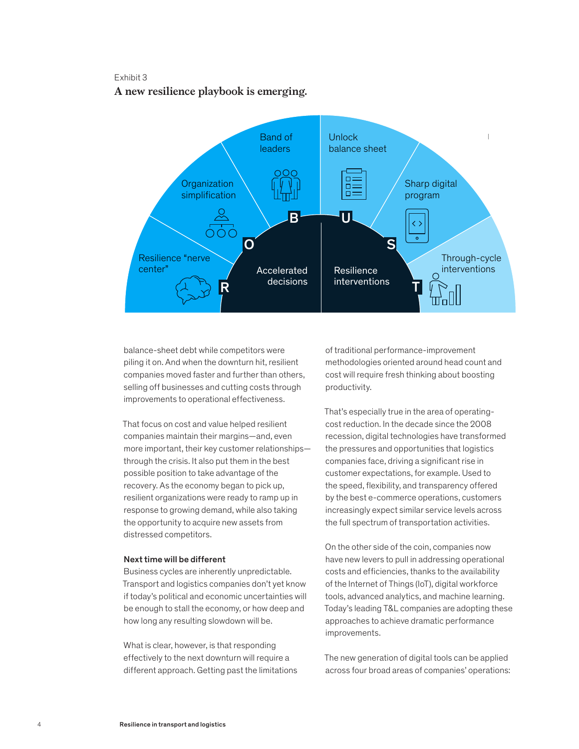Exhibit 3

**A new resilience playbook is emerging.**

Resilience "nerve center" | Organization simplification | Band of leaders | Unlock balance sheet | Sharp digital program | Through-cycle interventions

R O B U S T

Accelerated decisions | Resilience interventions

balance-sheet debt while competitors were piling it on. And when the downturn hit, resilient companies moved faster and further than others, selling off businesses and cutting costs through improvements to operational effectiveness.

That focus on cost and value helped resilient companies maintain their margins—and, even more important, their key customer relationships—through the crisis. It also put them in the best possible position to take advantage of the recovery. As the economy began to pick up, resilient organizations were ready to ramp up in response to growing demand, while also taking the opportunity to acquire new assets from distressed competitors.

**Next time will be different**

Business cycles are inherently unpredictable. Transport and logistics companies don't yet know if today's political and economic uncertainties will be enough to stall the economy, or how deep and how long any resulting slowdown will be.

What is clear, however, is that responding effectively to the next downturn will require a different approach. Getting past the limitations of traditional performance-improvement methodologies oriented around head count and cost will require fresh thinking about boosting productivity.

That's especially true in the area of operating-cost reduction. In the decade since the 2008 recession, digital technologies have transformed the pressures and opportunities that logistics companies face, driving a significant rise in customer expectations, for example. Used to the speed, flexibility, and transparency offered by the best e-commerce operations, customers increasingly expect similar service levels across the full spectrum of transportation activities.

On the other side of the coin, companies now have new levers to pull in addressing operational costs and efficiencies, thanks to the availability of the Internet of Things (IoT), digital workforce tools, advanced analytics, and machine learning. Today's leading T&L companies are adopting these approaches to achieve dramatic performance improvements.

The new generation of digital tools can be applied across four broad areas of companies' operations: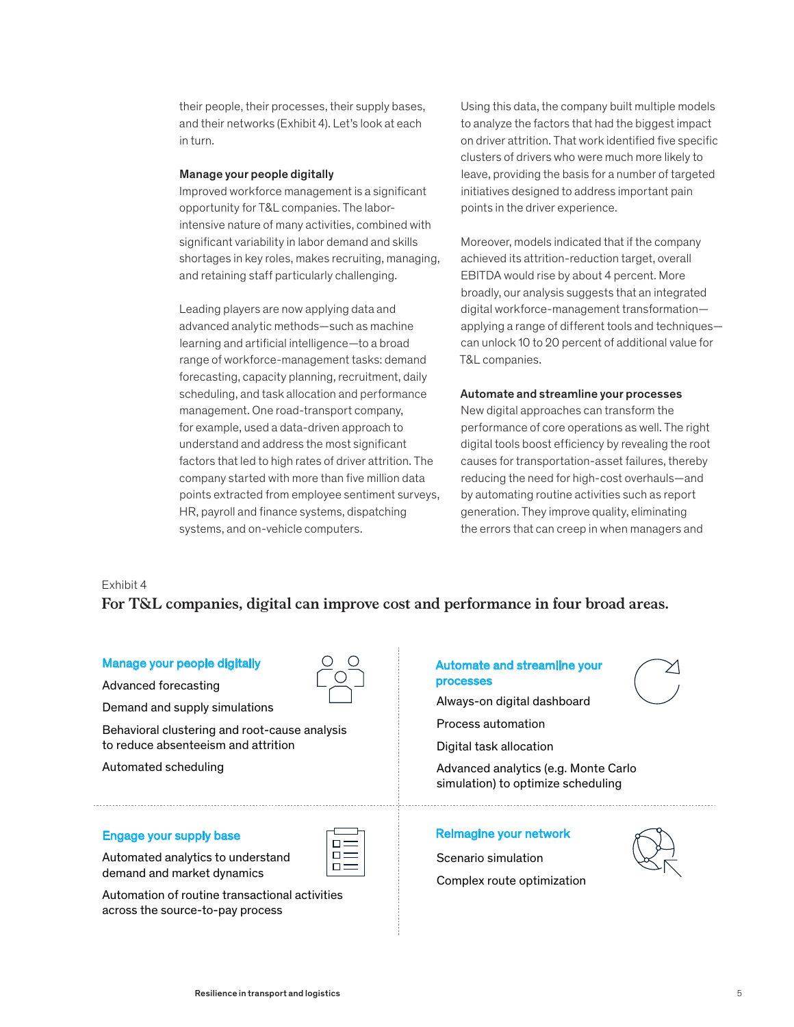their people, their processes, their supply bases, and their networks (Exhibit 4). Let's look at each in turn.

### Manage your people digitally

Improved workforce management is a significant opportunity for T&L companies. The labor-intensive nature of many activities, combined with significant variability in labor demand and skills shortages in key roles, makes recruiting, managing, and retaining staff particularly challenging.

Leading players are now applying data and advanced analytic methods—such as machine learning and artificial intelligence—to a broad range of workforce-management tasks: demand forecasting, capacity planning, recruitment, daily scheduling, and task allocation and performance management. One road-transport company, for example, used a data-driven approach to understand and address the most significant factors that led to high rates of driver attrition. The company started with more than five million data points extracted from employee sentiment surveys, HR, payroll and finance systems, dispatching systems, and on-vehicle computers.

Using this data, the company built multiple models to analyze the factors that had the biggest impact on driver attrition. That work identified five specific clusters of drivers who were much more likely to leave, providing the basis for a number of targeted initiatives designed to address important pain points in the driver experience.

Moreover, models indicated that if the company achieved its attrition-reduction target, overall EBITDA would rise by about 4 percent. More broadly, our analysis suggests that an integrated digital workforce-management transformation—applying a range of different tools and techniques—can unlock 10 to 20 percent of additional value for T&L companies.

### Automate and streamline your processes

New digital approaches can transform the performance of core operations as well. The right digital tools boost efficiency by revealing the root causes for transportation-asset failures, thereby reducing the need for high-cost overhauls—and by automating routine activities such as report generation. They improve quality, eliminating the errors that can creep in when managers and

Exhibit 4

**For T&L companies, digital can improve cost and performance in four broad areas.**

**Manage your people digitally**
- Advanced forecasting
- Demand and supply simulations
- Behavioral clustering and root-cause analysis to reduce absenteeism and attrition
- Automated scheduling

**Automate and streamline your processes**
- Always-on digital dashboard
- Process automation
- Digital task allocation
- Advanced analytics (e.g. Monte Carlo simulation) to optimize scheduling

**Engage your supply base**
- Automated analytics to understand demand and market dynamics
- Automation of routine transactional activities across the source-to-pay process

**Reimagine your network**
- Scenario simulation
- Complex route optimization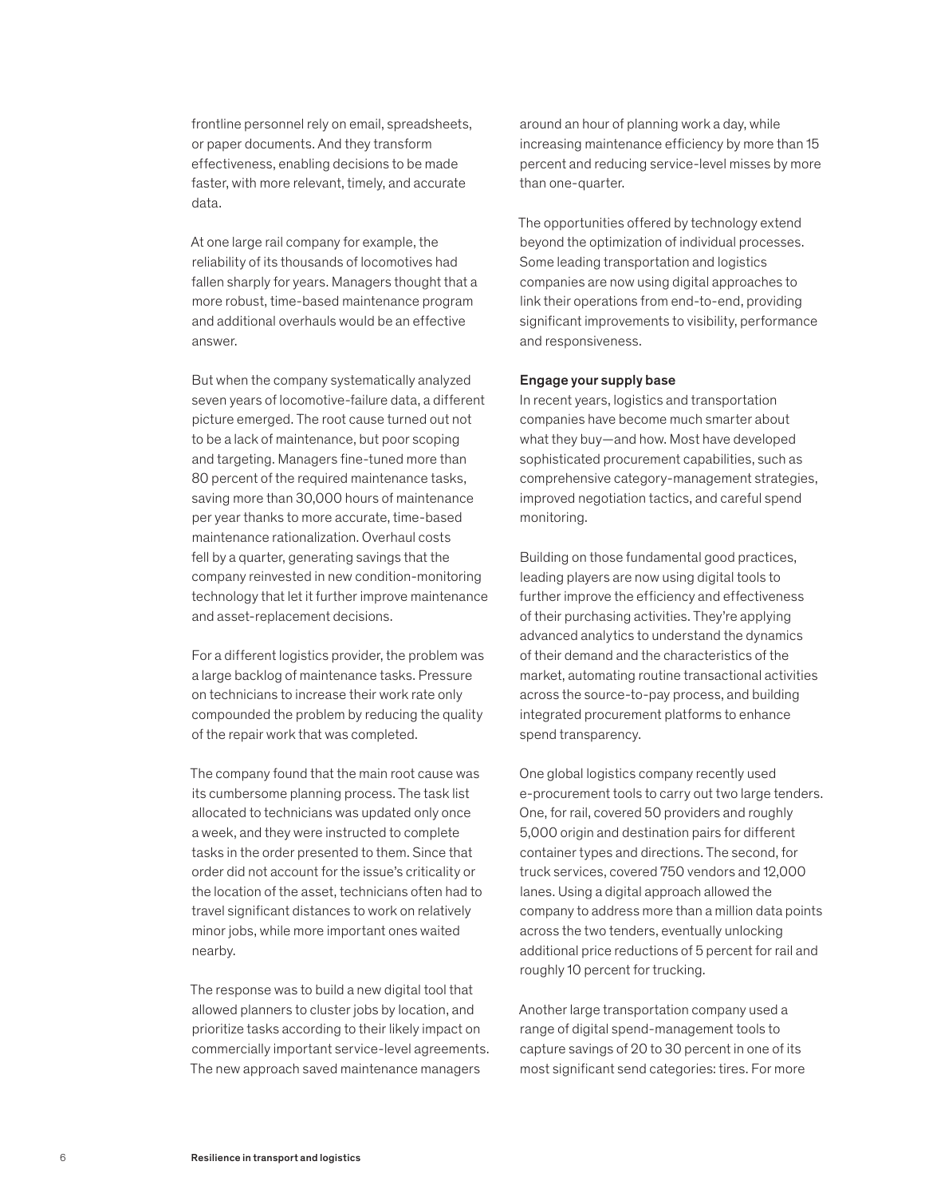frontline personnel rely on email, spreadsheets, or paper documents. And they transform effectiveness, enabling decisions to be made faster, with more relevant, timely, and accurate data.

At one large rail company for example, the reliability of its thousands of locomotives had fallen sharply for years. Managers thought that a more robust, time-based maintenance program and additional overhauls would be an effective answer.

But when the company systematically analyzed seven years of locomotive-failure data, a different picture emerged. The root cause turned out not to be a lack of maintenance, but poor scoping and targeting. Managers fine-tuned more than 80 percent of the required maintenance tasks, saving more than 30,000 hours of maintenance per year thanks to more accurate, time-based maintenance rationalization. Overhaul costs fell by a quarter, generating savings that the company reinvested in new condition-monitoring technology that let it further improve maintenance and asset-replacement decisions.

For a different logistics provider, the problem was a large backlog of maintenance tasks. Pressure on technicians to increase their work rate only compounded the problem by reducing the quality of the repair work that was completed.

The company found that the main root cause was its cumbersome planning process. The task list allocated to technicians was updated only once a week, and they were instructed to complete tasks in the order presented to them. Since that order did not account for the issue's criticality or the location of the asset, technicians often had to travel significant distances to work on relatively minor jobs, while more important ones waited nearby.

The response was to build a new digital tool that allowed planners to cluster jobs by location, and prioritize tasks according to their likely impact on commercially important service-level agreements. The new approach saved maintenance managers around an hour of planning work a day, while increasing maintenance efficiency by more than 15 percent and reducing service-level misses by more than one-quarter.

The opportunities offered by technology extend beyond the optimization of individual processes. Some leading transportation and logistics companies are now using digital approaches to link their operations from end-to-end, providing significant improvements to visibility, performance and responsiveness.

**Engage your supply base**

In recent years, logistics and transportation companies have become much smarter about what they buy—and how. Most have developed sophisticated procurement capabilities, such as comprehensive category-management strategies, improved negotiation tactics, and careful spend monitoring.

Building on those fundamental good practices, leading players are now using digital tools to further improve the efficiency and effectiveness of their purchasing activities. They're applying advanced analytics to understand the dynamics of their demand and the characteristics of the market, automating routine transactional activities across the source-to-pay process, and building integrated procurement platforms to enhance spend transparency.

One global logistics company recently used e-procurement tools to carry out two large tenders. One, for rail, covered 50 providers and roughly 5,000 origin and destination pairs for different container types and directions. The second, for truck services, covered 750 vendors and 12,000 lanes. Using a digital approach allowed the company to address more than a million data points across the two tenders, eventually unlocking additional price reductions of 5 percent for rail and roughly 10 percent for trucking.

Another large transportation company used a range of digital spend-management tools to capture savings of 20 to 30 percent in one of its most significant send categories: tires. For more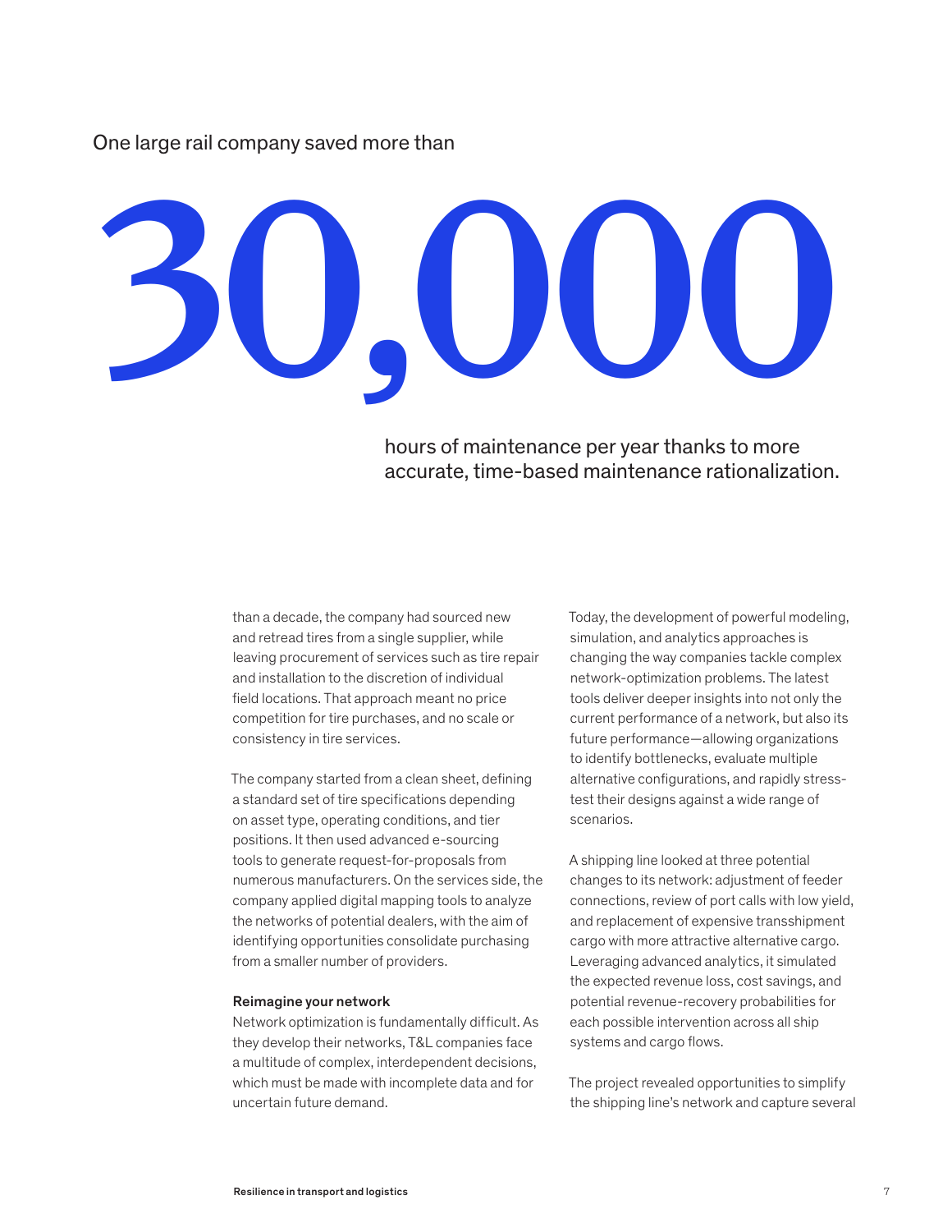One large rail company saved more than

# 30,000

hours of maintenance per year thanks to more accurate, time-based maintenance rationalization.

than a decade, the company had sourced new and retread tires from a single supplier, while leaving procurement of services such as tire repair and installation to the discretion of individual field locations. That approach meant no price competition for tire purchases, and no scale or consistency in tire services.

The company started from a clean sheet, defining a standard set of tire specifications depending on asset type, operating conditions, and tier positions. It then used advanced e-sourcing tools to generate request-for-proposals from numerous manufacturers. On the services side, the company applied digital mapping tools to analyze the networks of potential dealers, with the aim of identifying opportunities consolidate purchasing from a smaller number of providers.

**Reimagine your network**

Network optimization is fundamentally difficult. As they develop their networks, T&L companies face a multitude of complex, interdependent decisions, which must be made with incomplete data and for uncertain future demand.

Today, the development of powerful modeling, simulation, and analytics approaches is changing the way companies tackle complex network-optimization problems. The latest tools deliver deeper insights into not only the current performance of a network, but also its future performance—allowing organizations to identify bottlenecks, evaluate multiple alternative configurations, and rapidly stress-test their designs against a wide range of scenarios.

A shipping line looked at three potential changes to its network: adjustment of feeder connections, review of port calls with low yield, and replacement of expensive transshipment cargo with more attractive alternative cargo. Leveraging advanced analytics, it simulated the expected revenue loss, cost savings, and potential revenue-recovery probabilities for each possible intervention across all ship systems and cargo flows.

The project revealed opportunities to simplify the shipping line's network and capture several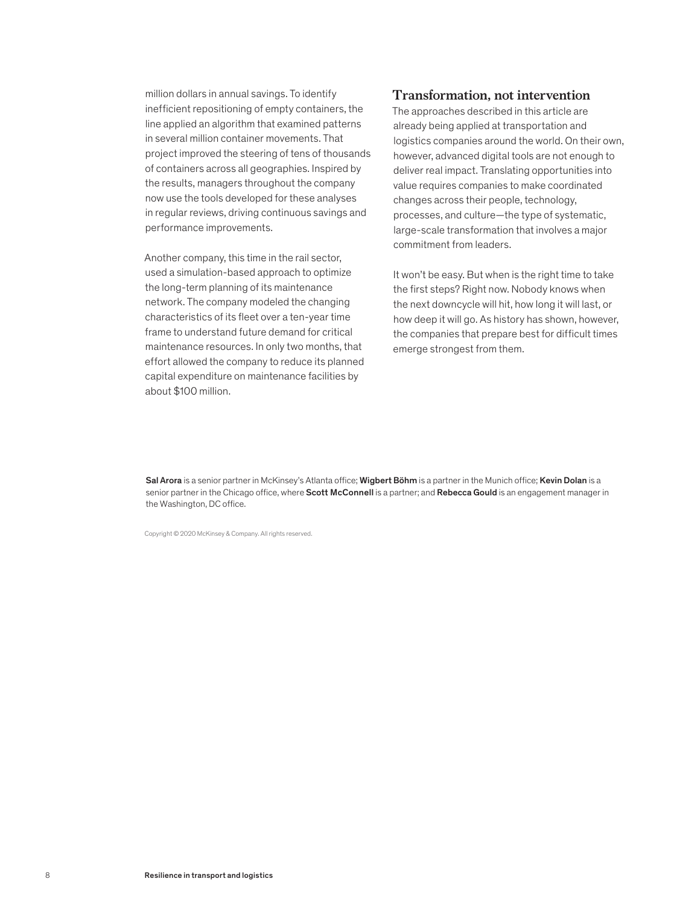million dollars in annual savings. To identify inefficient repositioning of empty containers, the line applied an algorithm that examined patterns in several million container movements. That project improved the steering of tens of thousands of containers across all geographies. Inspired by the results, managers throughout the company now use the tools developed for these analyses in regular reviews, driving continuous savings and performance improvements.

Another company, this time in the rail sector, used a simulation-based approach to optimize the long-term planning of its maintenance network. The company modeled the changing characteristics of its fleet over a ten-year time frame to understand future demand for critical maintenance resources. In only two months, that effort allowed the company to reduce its planned capital expenditure on maintenance facilities by about $100 million.

## Transformation, not intervention

The approaches described in this article are already being applied at transportation and logistics companies around the world. On their own, however, advanced digital tools are not enough to deliver real impact. Translating opportunities into value requires companies to make coordinated changes across their people, technology, processes, and culture—the type of systematic, large-scale transformation that involves a major commitment from leaders.

It won't be easy. But when is the right time to take the first steps? Right now. Nobody knows when the next downcycle will hit, how long it will last, or how deep it will go. As history has shown, however, the companies that prepare best for difficult times emerge strongest from them.

**Sal Arora** is a senior partner in McKinsey's Atlanta office; **Wigbert Böhm** is a partner in the Munich office; **Kevin Dolan** is a senior partner in the Chicago office, where **Scott McConnell** is a partner; and **Rebecca Gould** is an engagement manager in the Washington, DC office.

Copyright © 2020 McKinsey & Company. All rights reserved.